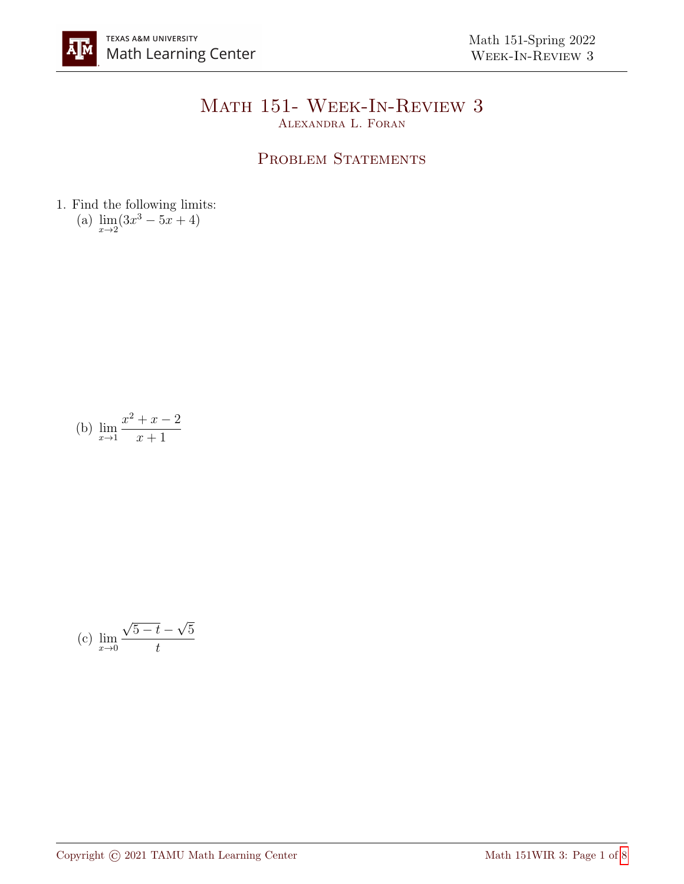# Math 151- Week-In-Review 3

Alexandra L. Foran

## Problem Statements

1. Find the following limits:

   (a) $\lim_{x \to 2} (3x^3 - 5x + 4)$

   (b) $\lim_{x \to 1} \dfrac{x^2 + x - 2}{x + 1}$

   (c) $\lim_{x \to 0} \dfrac{\sqrt{5 - t} - \sqrt{5}}{t}$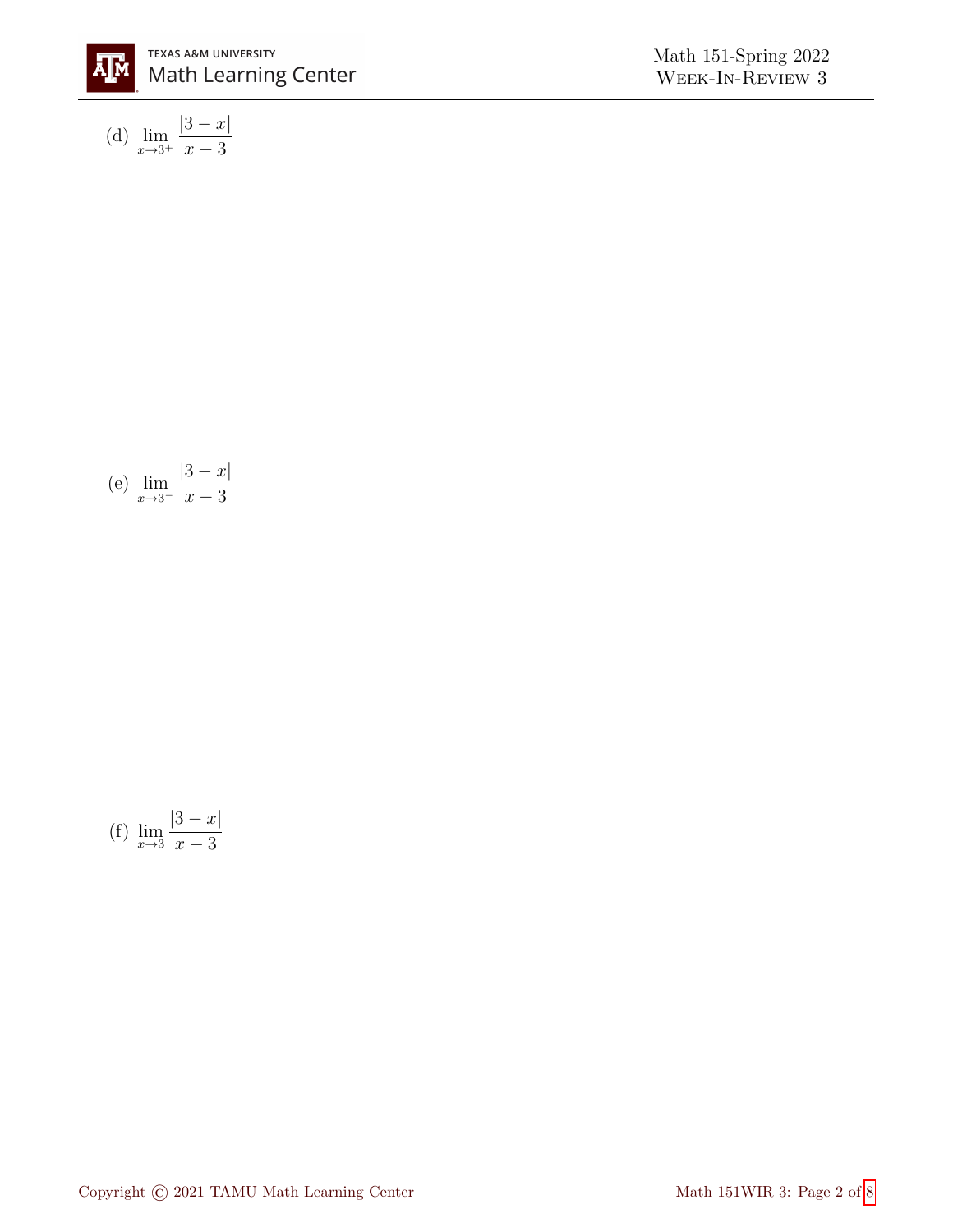(d) $\lim_{x \to 3^+} \frac{|3-x|}{x-3}$

(e) $\lim_{x \to 3^-} \frac{|3-x|}{x-3}$

(f) $\lim_{x \to 3} \frac{|3-x|}{x-3}$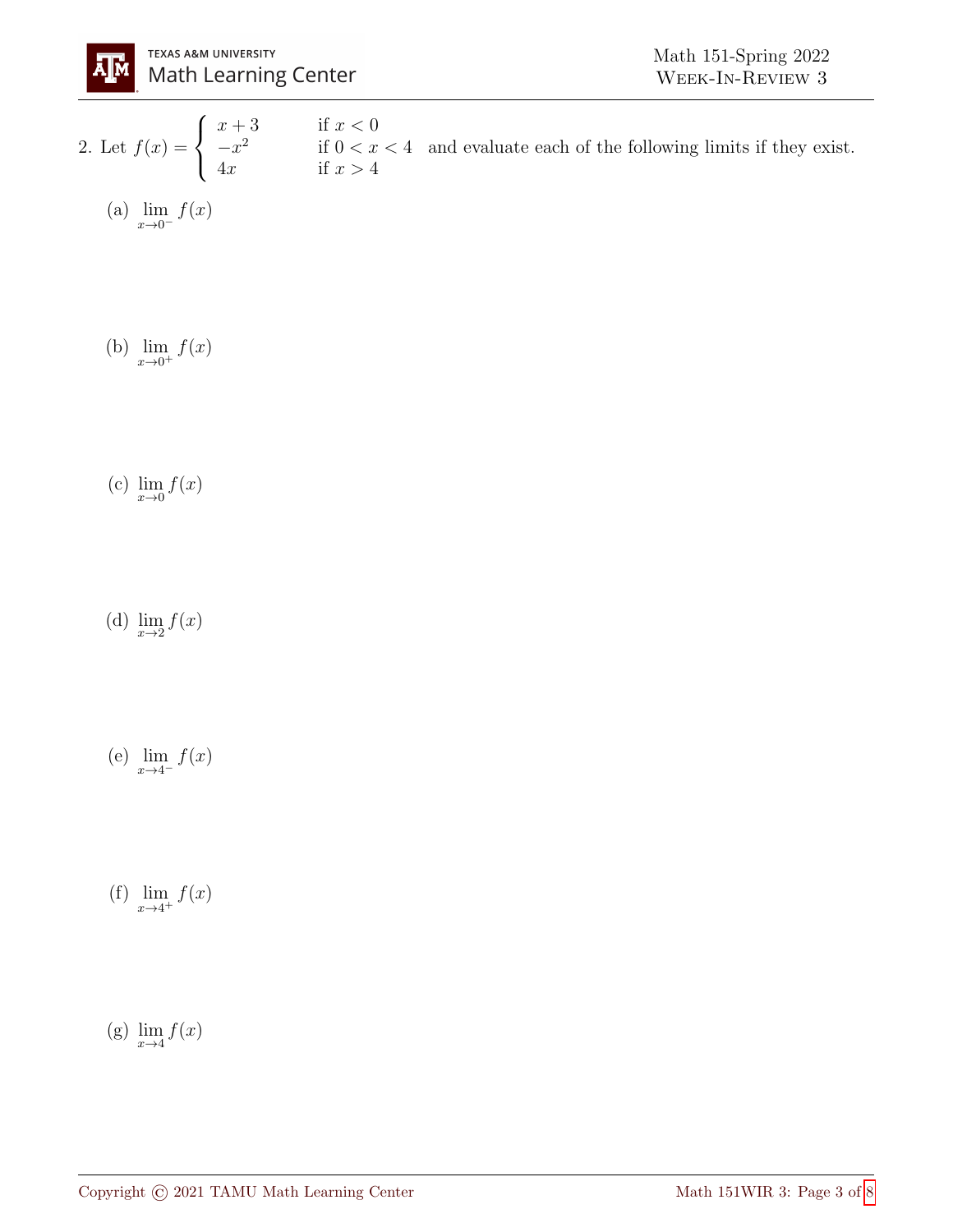2. Let $f(x) = \begin{cases} x+3 & \text{if } x < 0 \\ -x^2 & \text{if } 0 < x < 4 \\ 4x & \text{if } x > 4 \end{cases}$ and evaluate each of the following limits if they exist.

(a) $\lim\limits_{x \to 0^-} f(x)$

(b) $\lim\limits_{x \to 0^+} f(x)$

(c) $\lim\limits_{x \to 0} f(x)$

(d) $\lim\limits_{x \to 2} f(x)$

(e) $\lim\limits_{x \to 4^-} f(x)$

(f) $\lim\limits_{x \to 4^+} f(x)$

(g) $\lim\limits_{x \to 4} f(x)$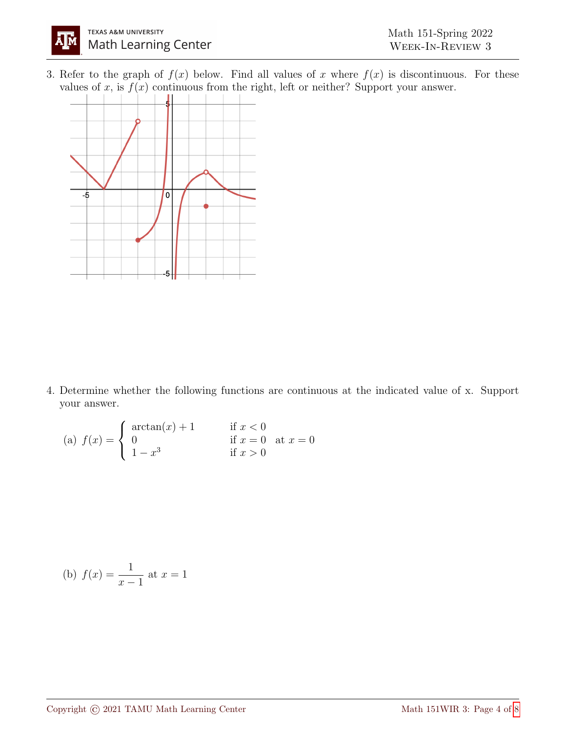3. Refer to the graph of $f(x)$ below. Find all values of $x$ where $f(x)$ is discontinuous. For these values of $x$, is $f(x)$ continuous from the right, left or neither? Support your answer.

4. Determine whether the following functions are continuous at the indicated value of x. Support your answer.

(a) $f(x) = \begin{cases} \arctan(x) + 1 & \text{if } x < 0 \\ 0 & \text{if } x = 0 \\ 1 - x^3 & \text{if } x > 0 \end{cases}$ at $x = 0$

(b) $f(x) = \dfrac{1}{x-1}$ at $x = 1$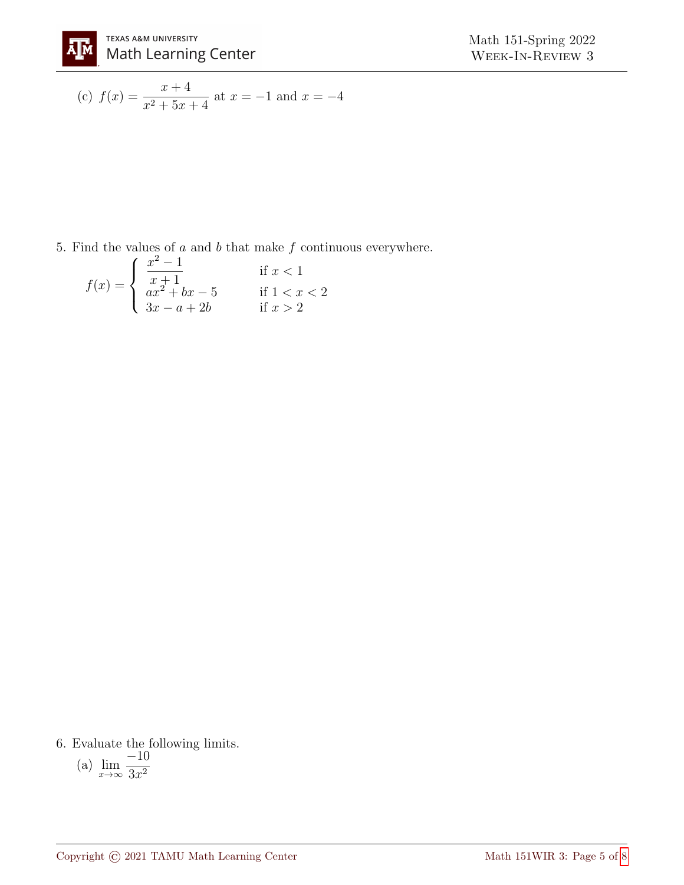(c) $f(x) = \dfrac{x+4}{x^2+5x+4}$ at $x = -1$ and $x = -4$

5. Find the values of $a$ and $b$ that make $f$ continuous everywhere.

$$f(x) = \begin{cases} \dfrac{x^2-1}{x+1} & \text{if } x < 1 \\ ax^2 + bx - 5 & \text{if } 1 < x < 2 \\ 3x - a + 2b & \text{if } x > 2 \end{cases}$$

6. Evaluate the following limits.

(a) $\displaystyle\lim_{x \to \infty} \frac{-10}{3x^2}$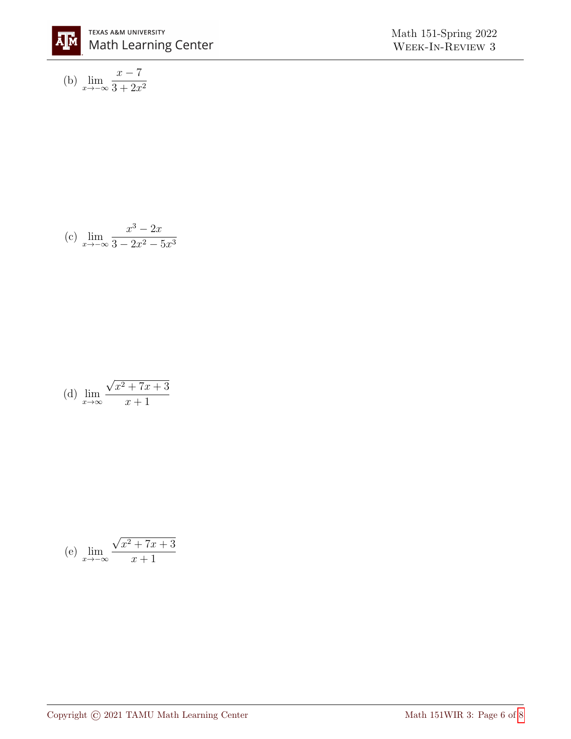(b) $\lim_{x \to -\infty} \dfrac{x-7}{3+2x^2}$

(c) $\lim_{x \to -\infty} \dfrac{x^3-2x}{3-2x^2-5x^3}$

(d) $\lim_{x \to \infty} \dfrac{\sqrt{x^2+7x+3}}{x+1}$

(e) $\lim_{x \to -\infty} \dfrac{\sqrt{x^2+7x+3}}{x+1}$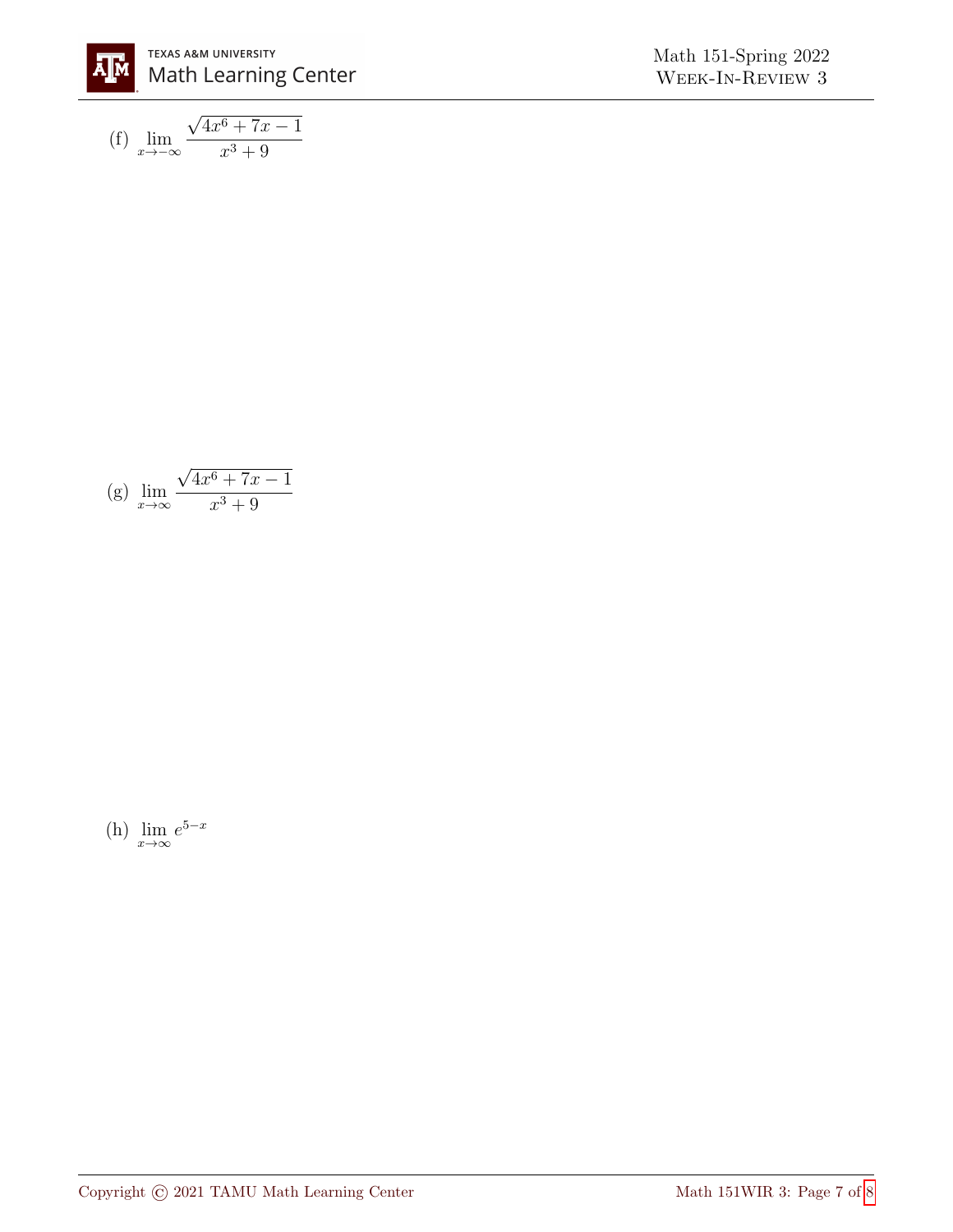(f) $\lim_{x \to -\infty} \dfrac{\sqrt{4x^6 + 7x - 1}}{x^3 + 9}$

(g) $\lim_{x \to \infty} \dfrac{\sqrt{4x^6 + 7x - 1}}{x^3 + 9}$

(h) $\lim_{x \to \infty} e^{5-x}$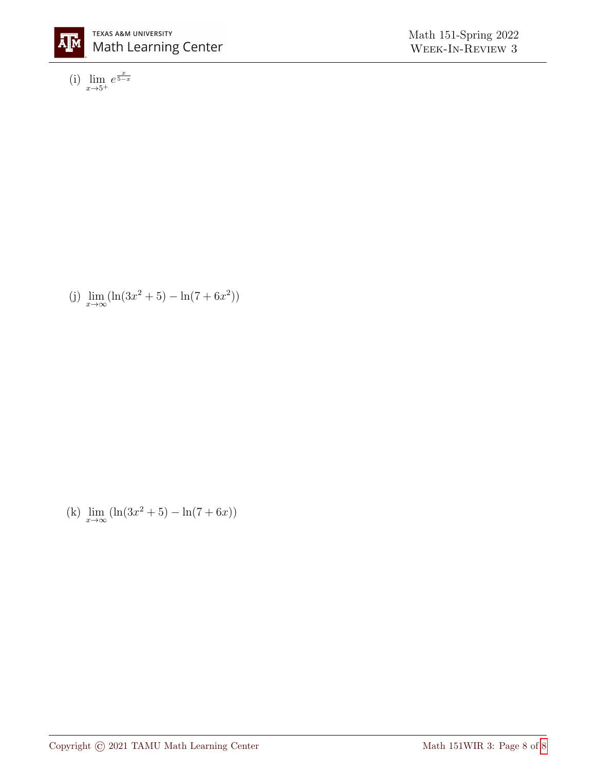(i) $\lim_{x \to 5^+} e^{\frac{x}{5-x}}$

(j) $\lim_{x \to \infty} (\ln(3x^2 + 5) - \ln(7 + 6x^2))$

(k) $\lim_{x \to \infty} (\ln(3x^2 + 5) - \ln(7 + 6x))$